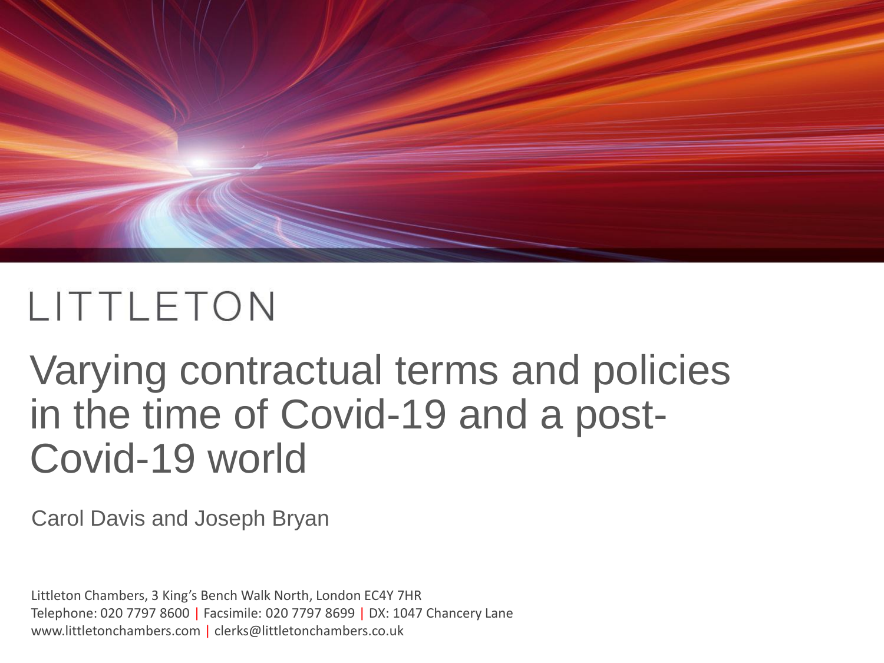LITTLETON

# Varying contractual terms and policies in the time of Covid-19 and a post-Covid-19 world

Carol Davis and Joseph Bryan

Littleton Chambers, 3 King's Bench Walk North, London EC4Y 7HR
Telephone: 020 7797 8600 | Facsimile: 020 7797 8699 | DX: 1047 Chancery Lane
www.littletonchambers.com | clerks@littletonchambers.co.uk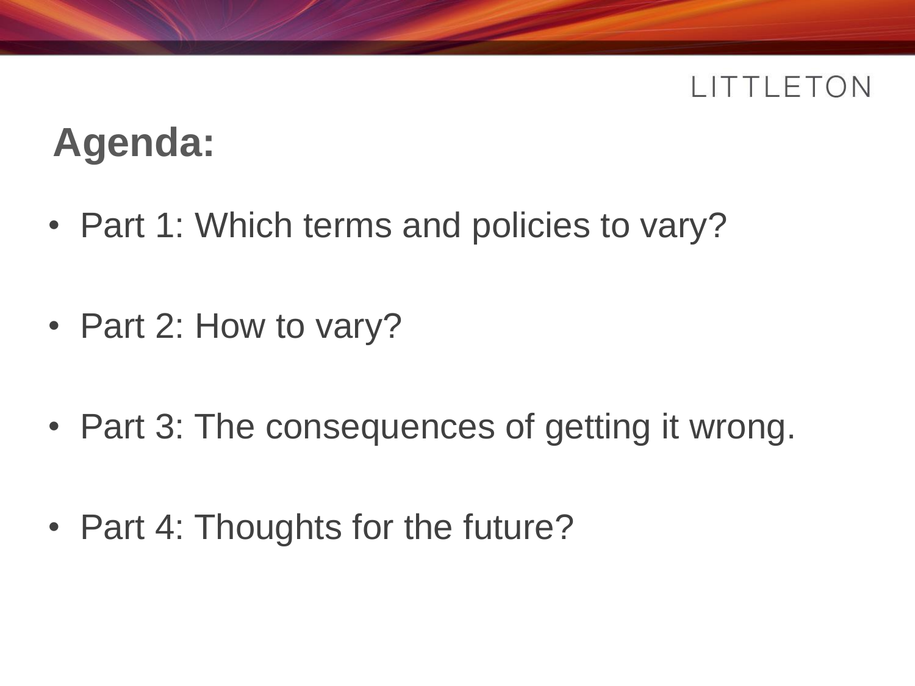# Agenda:

- Part 1: Which terms and policies to vary?
- Part 2: How to vary?
- Part 3: The consequences of getting it wrong.
- Part 4: Thoughts for the future?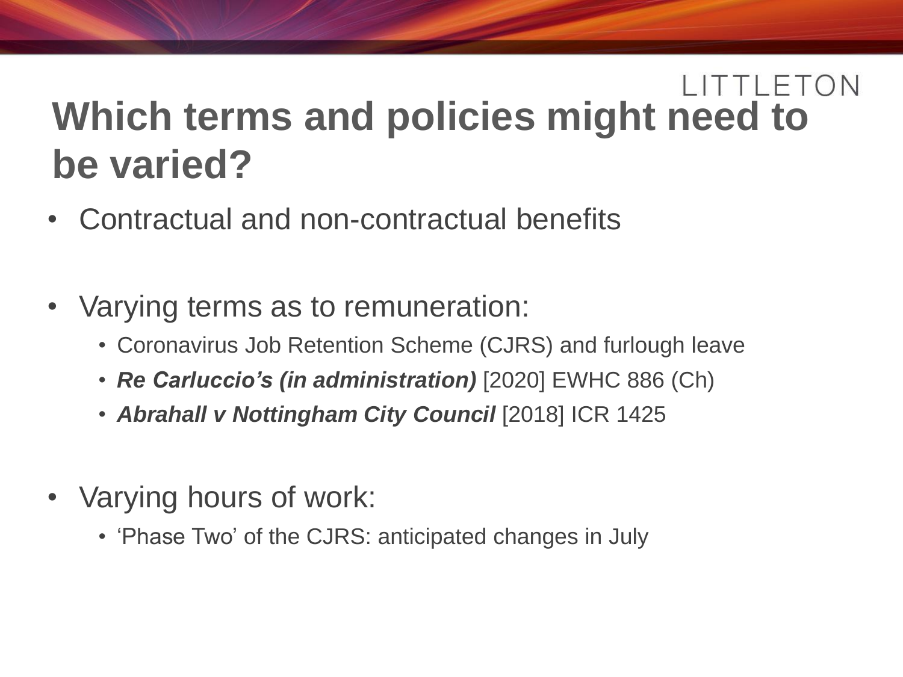# Which terms and policies might need to be varied?

- Contractual and non-contractual benefits

- Varying terms as to remuneration:
  - Coronavirus Job Retention Scheme (CJRS) and furlough leave
  - ***Re Carluccio's (in administration)*** [2020] EWHC 886 (Ch)
  - ***Abrahall v Nottingham City Council*** [2018] ICR 1425

- Varying hours of work:
  - 'Phase Two' of the CJRS: anticipated changes in July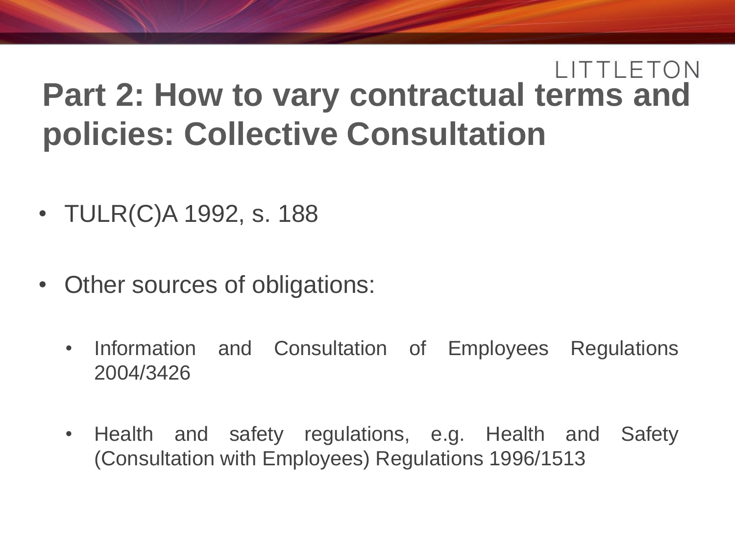# Part 2: How to vary contractual terms and policies: Collective Consultation

- TULR(C)A 1992, s. 188

- Other sources of obligations:

  - Information and Consultation of Employees Regulations 2004/3426

  - Health and safety regulations, e.g. Health and Safety (Consultation with Employees) Regulations 1996/1513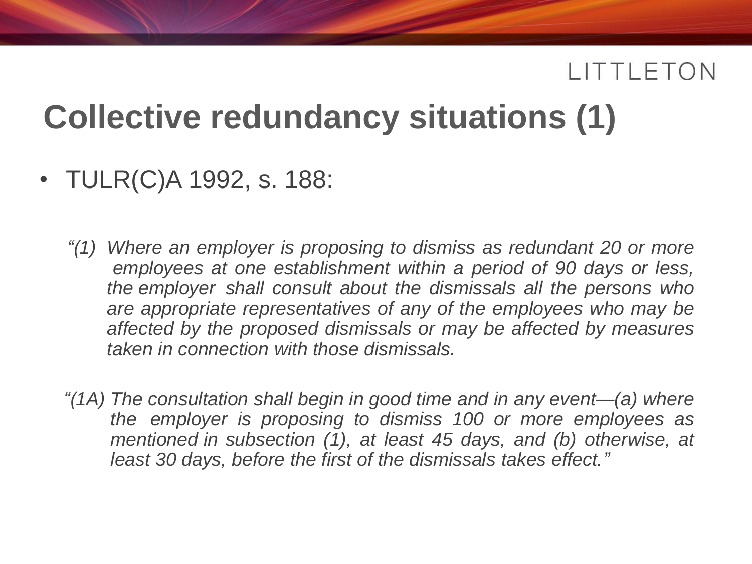# Collective redundancy situations (1)

- TULR(C)A 1992, s. 188:

*"(1) Where an employer is proposing to dismiss as redundant 20 or more employees at one establishment within a period of 90 days or less, the employer shall consult about the dismissals all the persons who are appropriate representatives of any of the employees who may be affected by the proposed dismissals or may be affected by measures taken in connection with those dismissals.*

*"(1A) The consultation shall begin in good time and in any event—(a) where the employer is proposing to dismiss 100 or more employees as mentioned in subsection (1), at least 45 days, and (b) otherwise, at least 30 days, before the first of the dismissals takes effect."*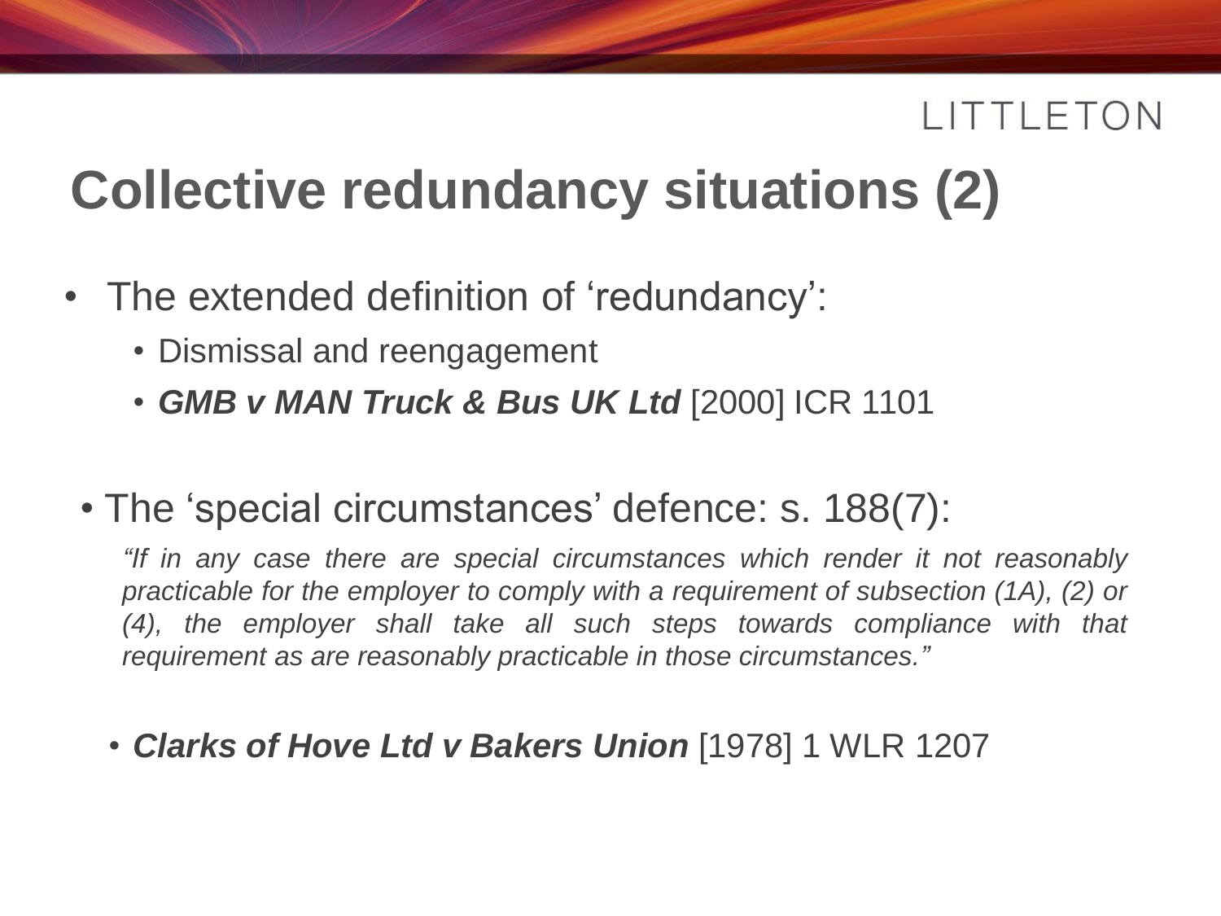# Collective redundancy situations (2)

- The extended definition of 'redundancy':
  - Dismissal and reengagement
  - ***GMB v MAN Truck & Bus UK Ltd*** [2000] ICR 1101

- The 'special circumstances' defence: s. 188(7):

  *"If in any case there are special circumstances which render it not reasonably practicable for the employer to comply with a requirement of subsection (1A), (2) or (4), the employer shall take all such steps towards compliance with that requirement as are reasonably practicable in those circumstances."*

  - ***Clarks of Hove Ltd v Bakers Union*** [1978] 1 WLR 1207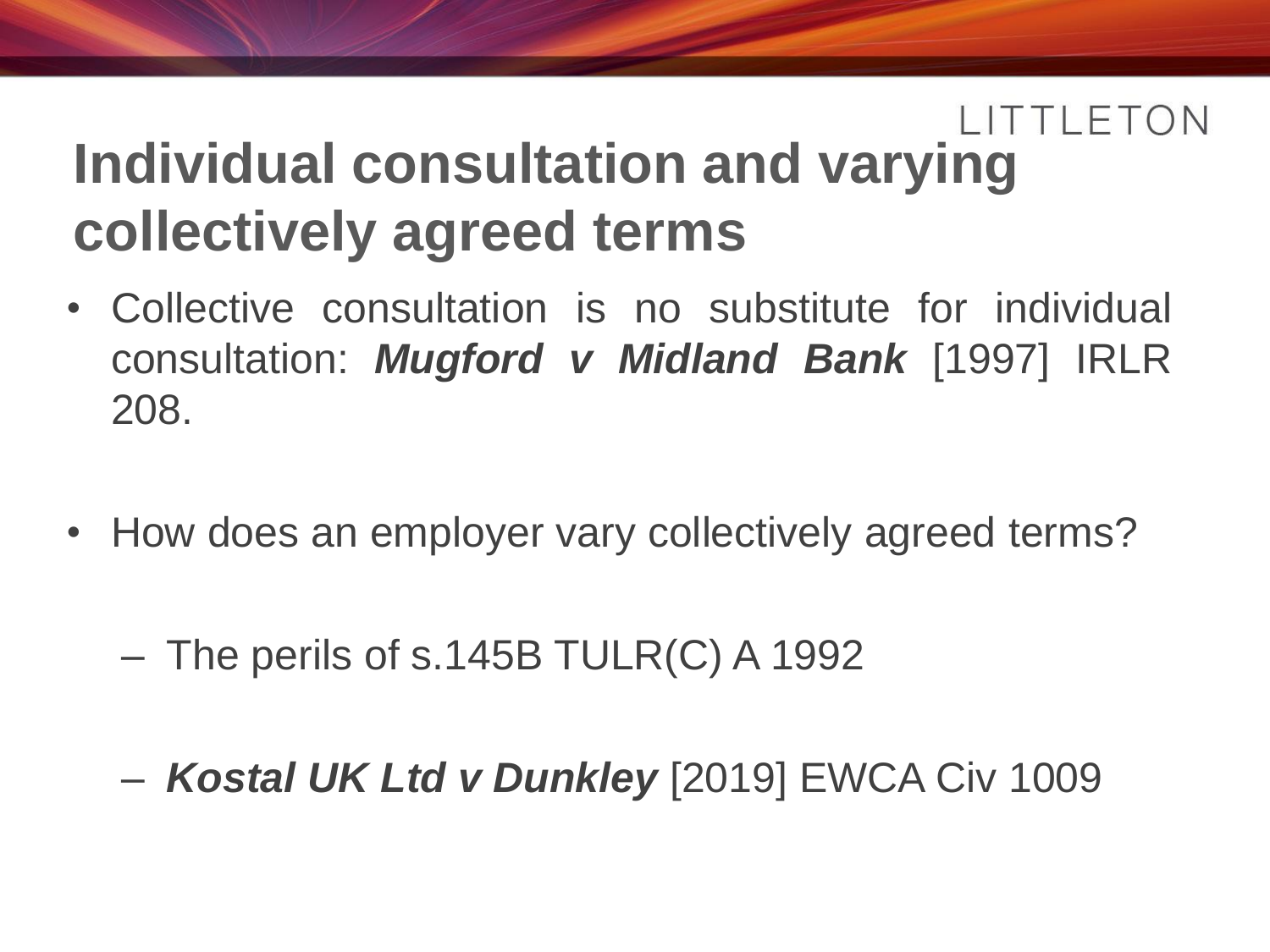# Individual consultation and varying collectively agreed terms

- Collective consultation is no substitute for individual consultation: ***Mugford v Midland Bank*** [1997] IRLR 208.

- How does an employer vary collectively agreed terms?

  - The perils of s.145B TULR(C) A 1992

  - ***Kostal UK Ltd v Dunkley*** [2019] EWCA Civ 1009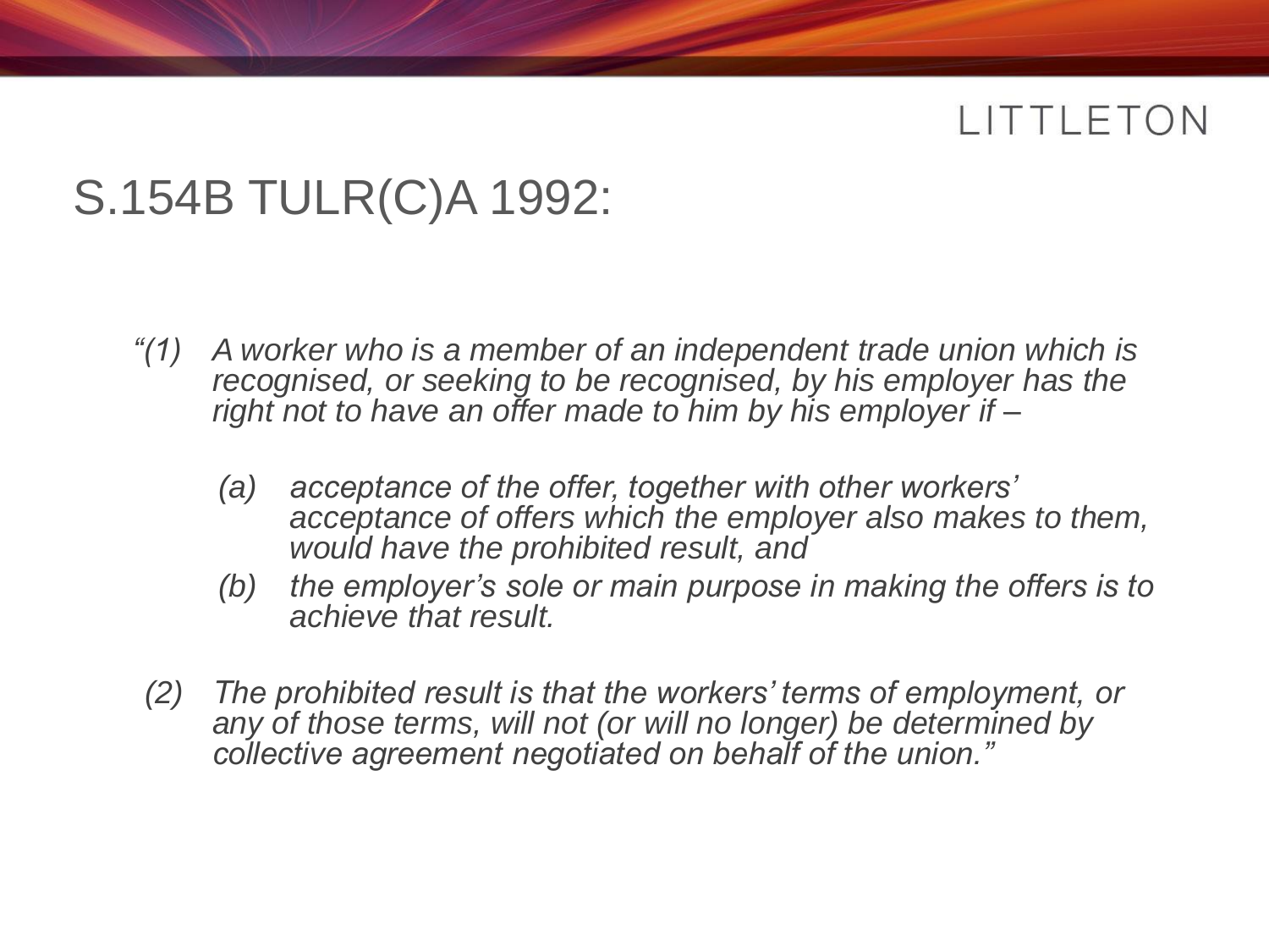# S.154B TULR(C)A 1992:

*"(1) A worker who is a member of an independent trade union which is recognised, or seeking to be recognised, by his employer has the right not to have an offer made to him by his employer if –*

*(a) acceptance of the offer, together with other workers' acceptance of offers which the employer also makes to them, would have the prohibited result, and*

*(b) the employer's sole or main purpose in making the offers is to achieve that result.*

*(2) The prohibited result is that the workers' terms of employment, or any of those terms, will not (or will no longer) be determined by collective agreement negotiated on behalf of the union."*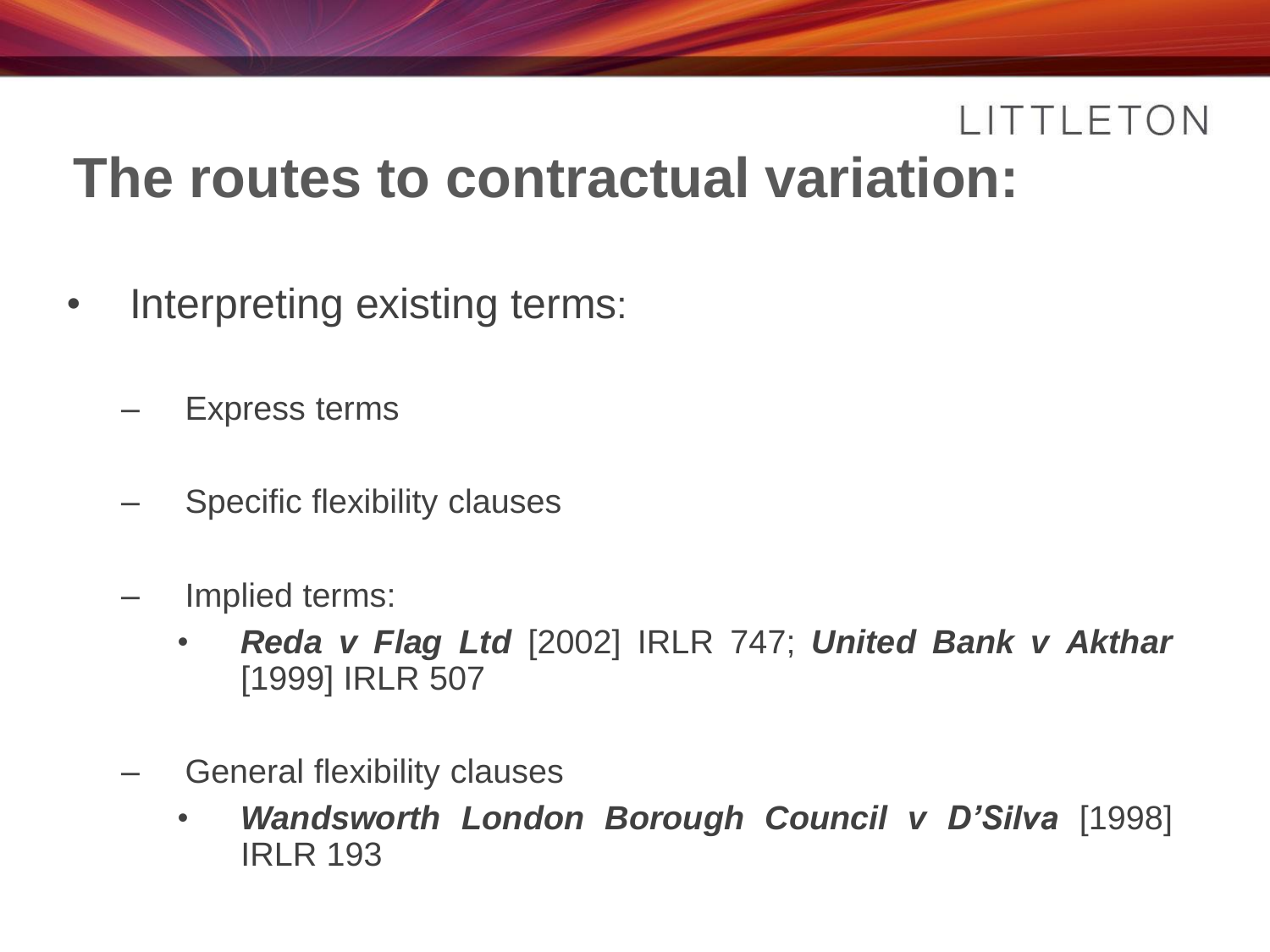# The routes to contractual variation:

- Interpreting existing terms:
  - Express terms
  - Specific flexibility clauses
  - Implied terms:
    - ***Reda v Flag Ltd*** [2002] IRLR 747; ***United Bank v Akthar*** [1999] IRLR 507
  - General flexibility clauses
    - ***Wandsworth London Borough Council v D'Silva*** [1998] IRLR 193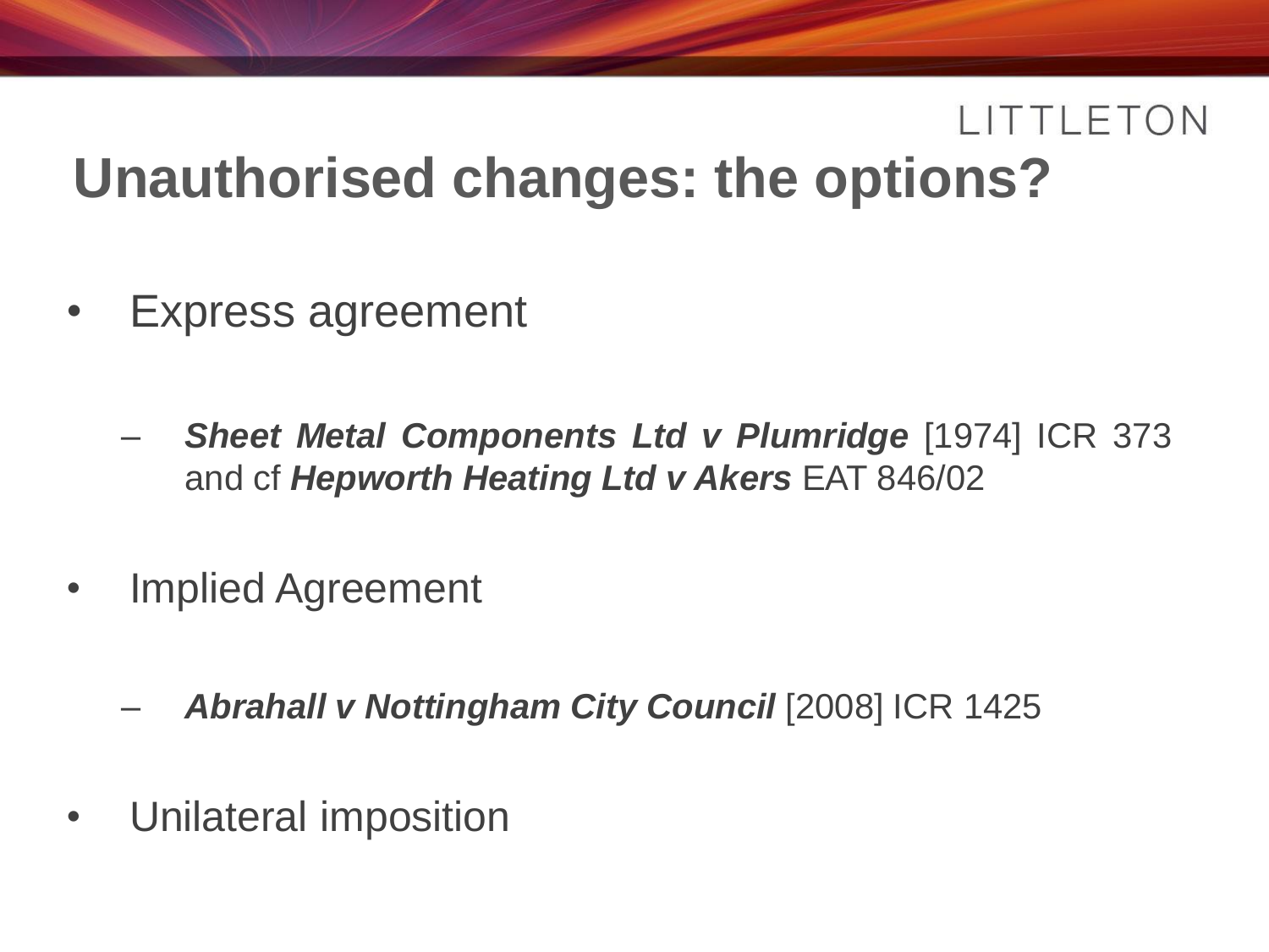# Unauthorised changes: the options?

- Express agreement
  - ***Sheet Metal Components Ltd v Plumridge*** [1974] ICR 373 and cf ***Hepworth Heating Ltd v Akers*** EAT 846/02
- Implied Agreement
  - ***Abrahall v Nottingham City Council*** [2008] ICR 1425
- Unilateral imposition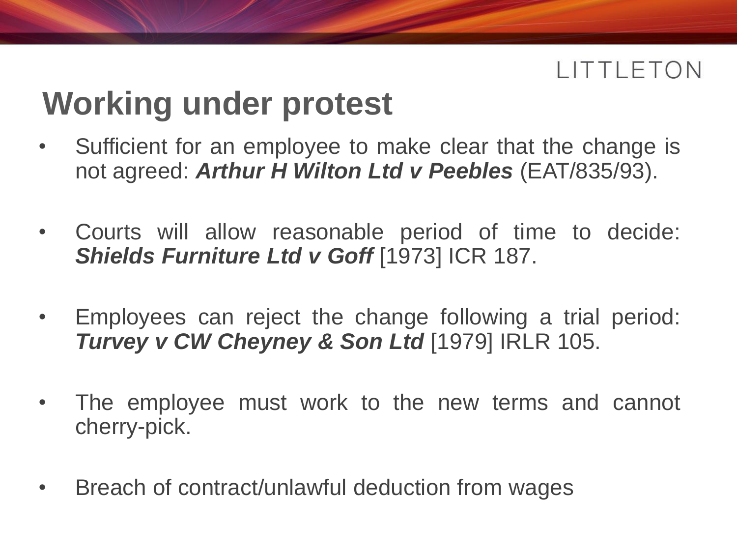# Working under protest

- Sufficient for an employee to make clear that the change is not agreed: ***Arthur H Wilton Ltd v Peebles*** (EAT/835/93).

- Courts will allow reasonable period of time to decide: ***Shields Furniture Ltd v Goff*** [1973] ICR 187.

- Employees can reject the change following a trial period: ***Turvey v CW Cheyney & Son Ltd*** [1979] IRLR 105.

- The employee must work to the new terms and cannot cherry-pick.

- Breach of contract/unlawful deduction from wages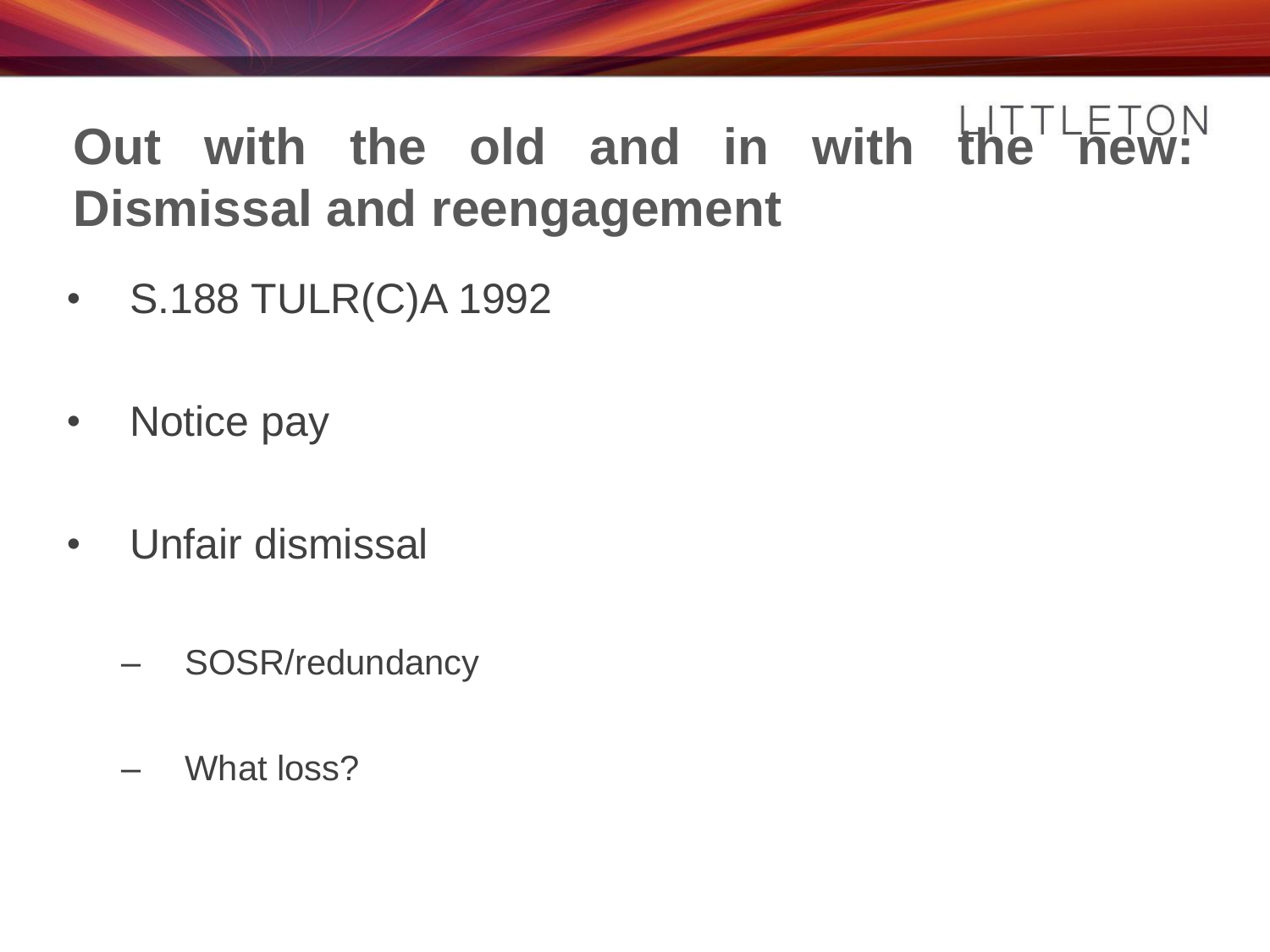# Out with the old and in with the new: Dismissal and reengagement

- S.188 TULR(C)A 1992
- Notice pay
- Unfair dismissal
  - SOSR/redundancy
  - What loss?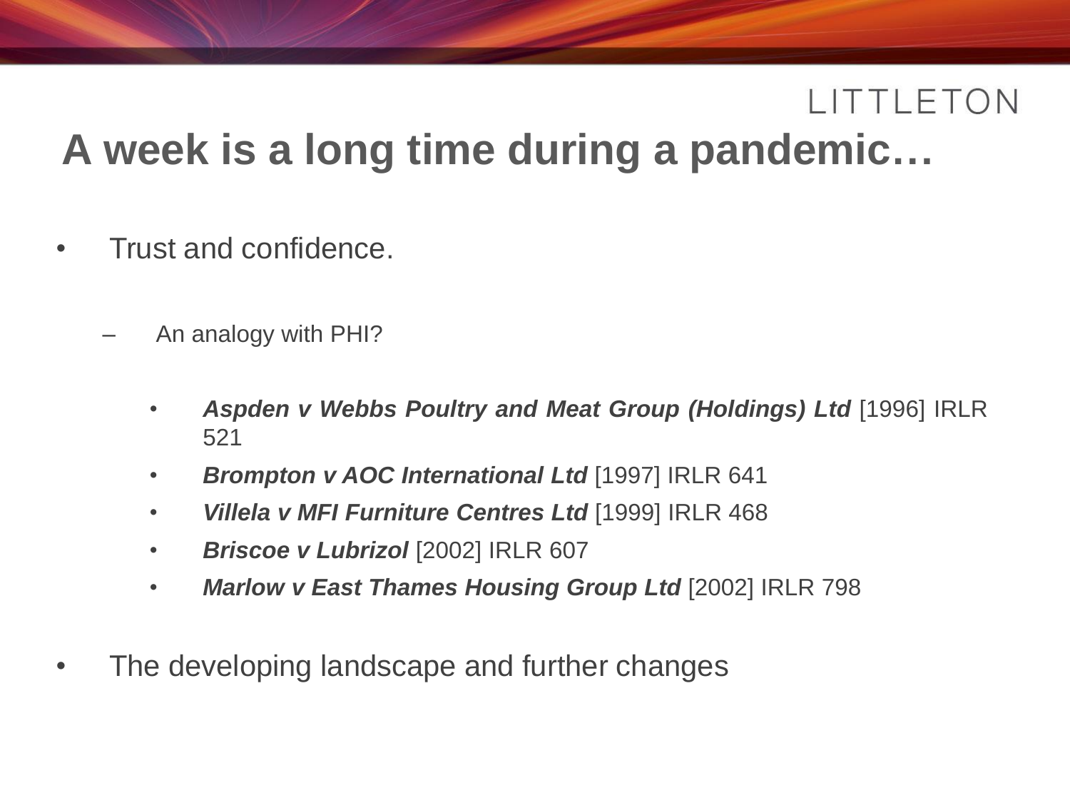# A week is a long time during a pandemic…

- Trust and confidence.
  - An analogy with PHI?
    - ***Aspden v Webbs Poultry and Meat Group (Holdings) Ltd*** [1996] IRLR 521
    - ***Brompton v AOC International Ltd*** [1997] IRLR 641
    - ***Villela v MFI Furniture Centres Ltd*** [1999] IRLR 468
    - ***Briscoe v Lubrizol*** [2002] IRLR 607
    - ***Marlow v East Thames Housing Group Ltd*** [2002] IRLR 798
- The developing landscape and further changes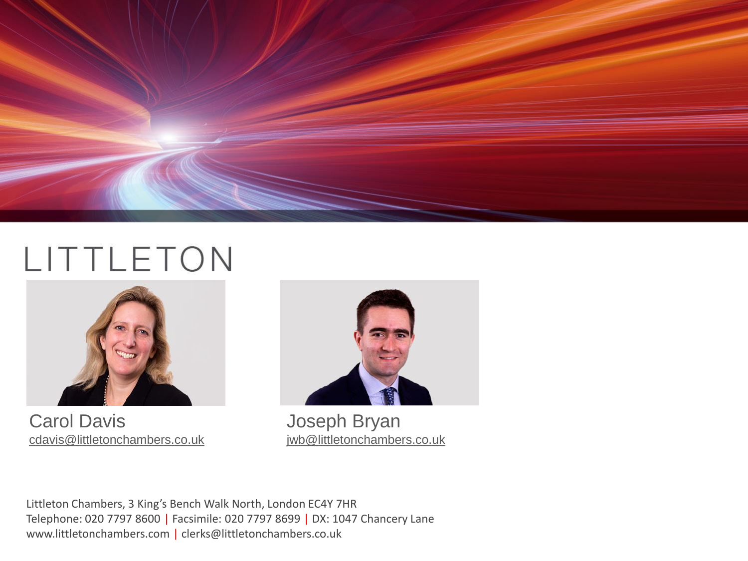# LITTLETON

Carol Davis
cdavis@littletonchambers.co.uk

Joseph Bryan
jwb@littletonchambers.co.uk

Littleton Chambers, 3 King's Bench Walk North, London EC4Y 7HR
Telephone: 020 7797 8600 | Facsimile: 020 7797 8699 | DX: 1047 Chancery Lane
www.littletonchambers.com | clerks@littletonchambers.co.uk